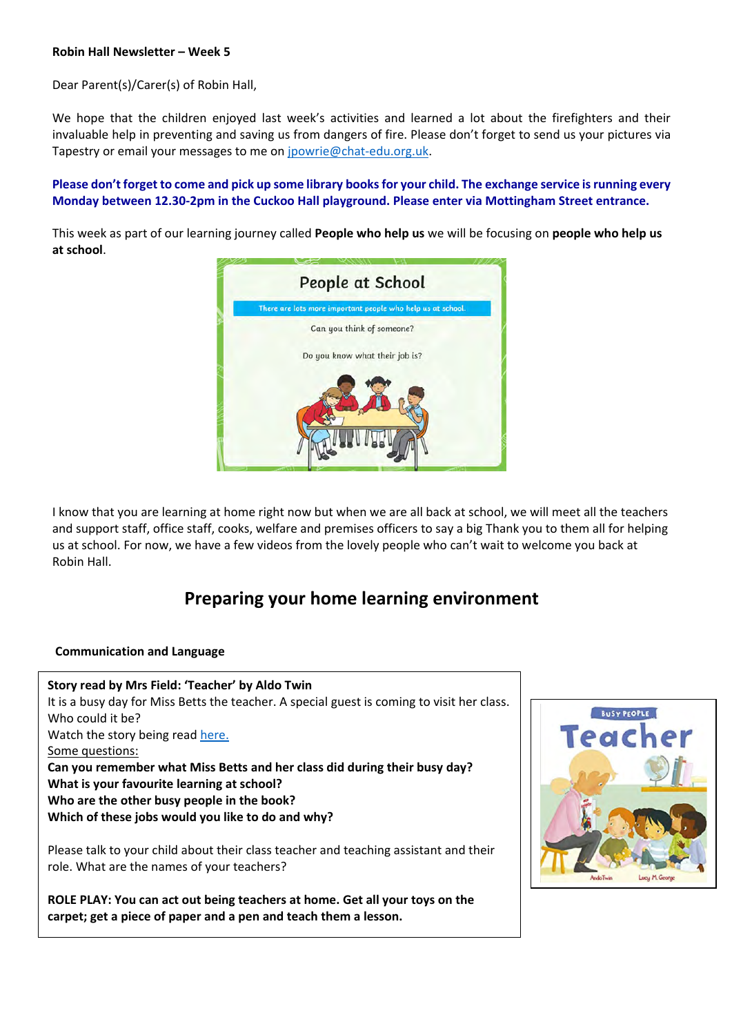**Robin Hall Newsletter – Week 5**

Dear Parent(s)/Carer(s) of Robin Hall,

We hope that the children enjoyed last week's activities and learned a lot about the firefighters and their invaluable help in preventing and saving us from dangers of fire. Please don't forget to send us your pictures via Tapestry or email your messages to me on jpowrie@chat-edu.org.uk.

**Please don't forget to come and pick up some library books for your child. The exchange service is running every Monday between 12.30-2pm in the Cuckoo Hall playground. Please enter via Mottingham Street entrance.**

This week as part of our learning journey called **People who help us** we will be focusing on **people who help us at school**.

People at School

There are lots more important people who help us at school.

Can you think of someone?

Do you know what their job is?

I know that you are learning at home right now but when we are all back at school, we will meet all the teachers and support staff, office staff, cooks, welfare and premises officers to say a big Thank you to them all for helping us at school. For now, we have a few videos from the lovely people who can't wait to welcome you back at Robin Hall.

## Preparing your home learning environment

**Communication and Language**

**Story read by Mrs Field: 'Teacher' by Aldo Twin**

It is a busy day for Miss Betts the teacher. A special guest is coming to visit her class. Who could it be?

Watch the story being read here.

Some questions:

**Can you remember what Miss Betts and her class did during their busy day?**
**What is your favourite learning at school?**
**Who are the other busy people in the book?**
**Which of these jobs would you like to do and why?**

Please talk to your child about their class teacher and teaching assistant and their role. What are the names of your teachers?

**ROLE PLAY: You can act out being teachers at home. Get all your toys on the carpet; get a piece of paper and a pen and teach them a lesson.**

Busy People

Teacher

Ando Twin Lucy M. George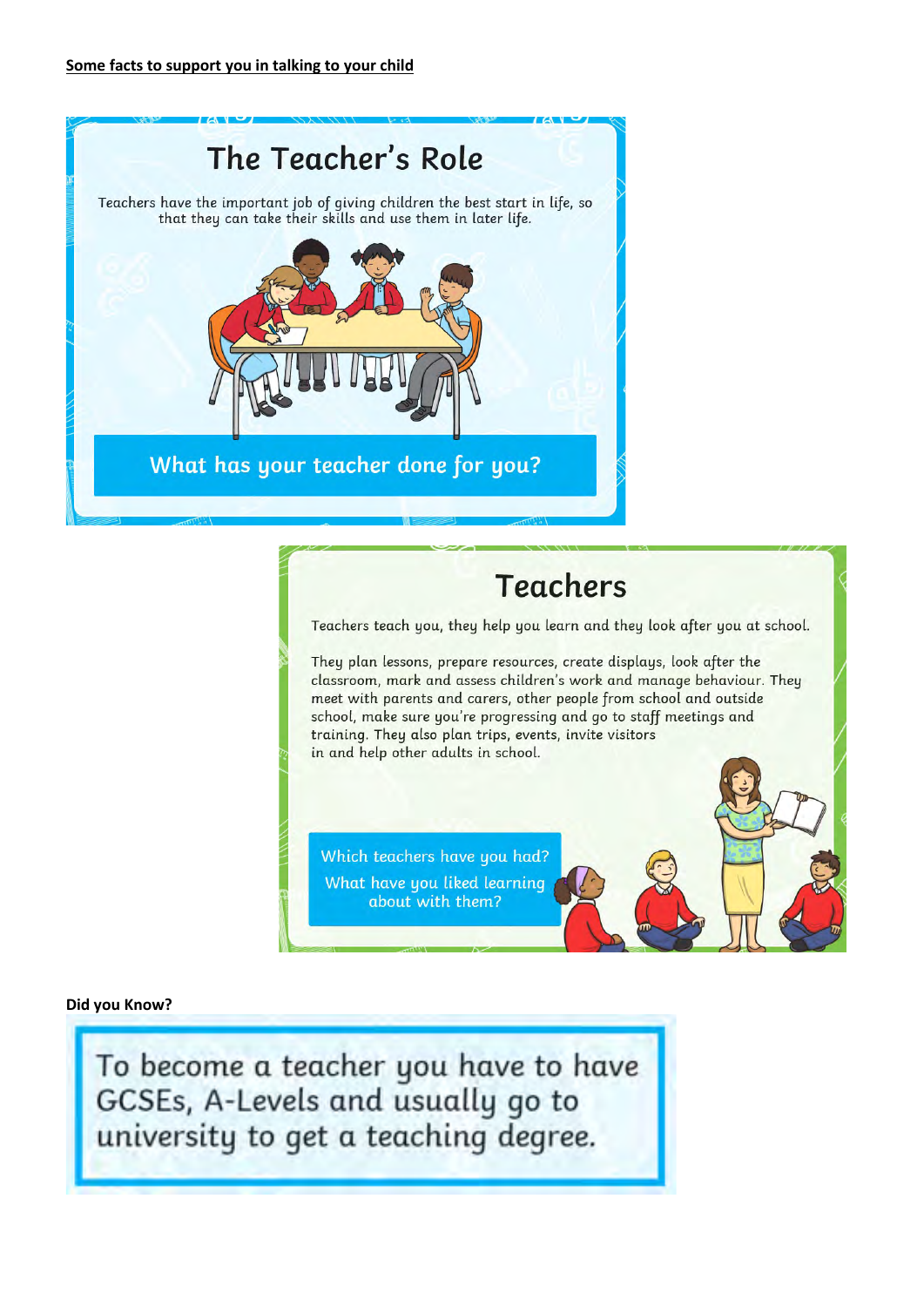**Some facts to support you in talking to your child**

## The Teacher's Role

Teachers have the important job of giving children the best start in life, so that they can take their skills and use them in later life.

**What has your teacher done for you?**

## Teachers

Teachers teach you, they help you learn and they look after you at school.

They plan lessons, prepare resources, create displays, look after the classroom, mark and assess children's work and manage behaviour. They meet with parents and carers, other people from school and outside school, make sure you're progressing and go to staff meetings and training. They also plan trips, events, invite visitors in and help other adults in school.

**Which teachers have you had?**

**What have you liked learning about with them?**

**Did you Know?**

To become a teacher you have to have GCSEs, A-Levels and usually go to university to get a teaching degree.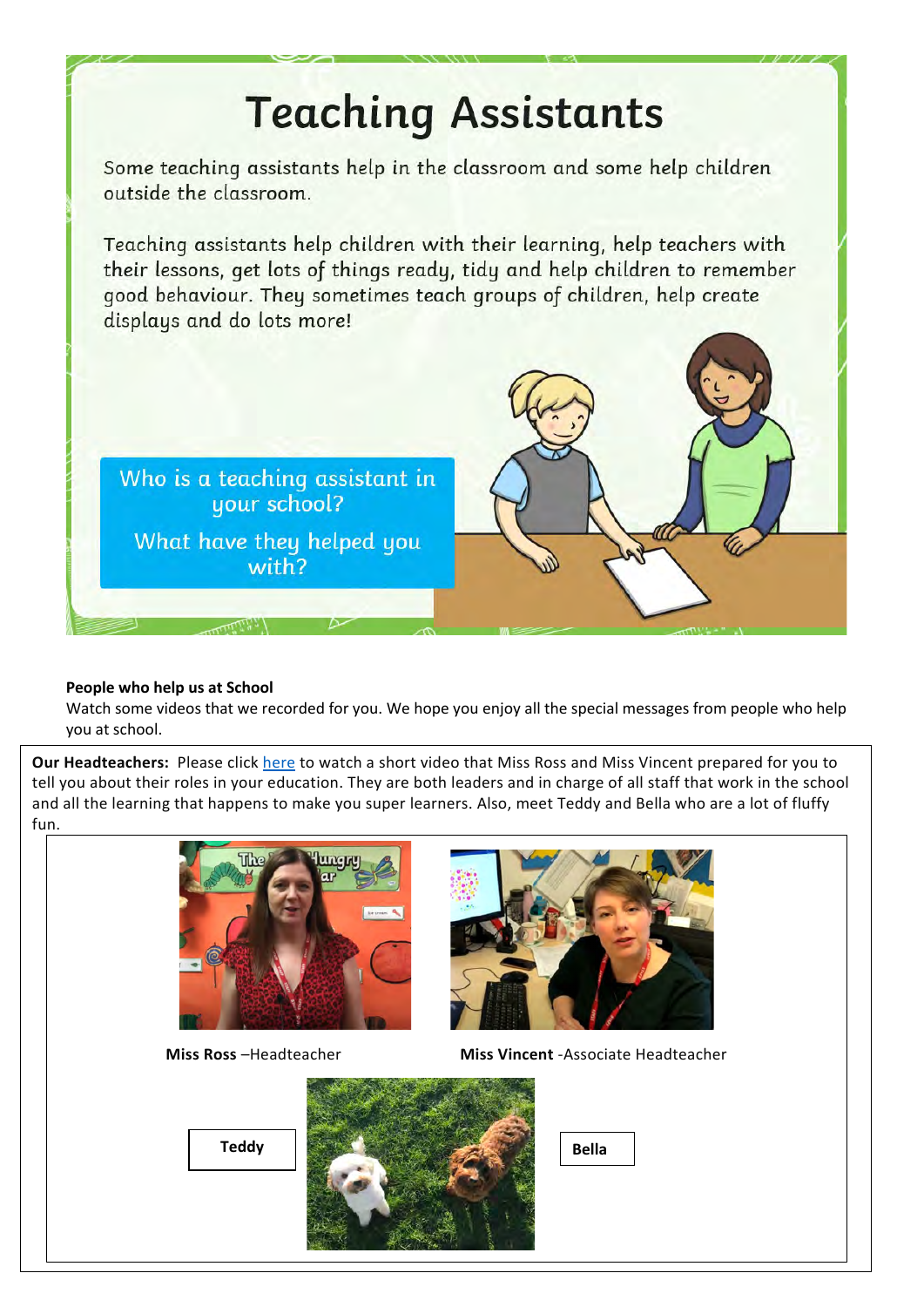# Teaching Assistants

Some teaching assistants help in the classroom and some help children outside the classroom.

Teaching assistants help children with their learning, help teachers with their lessons, get lots of things ready, tidy and help children to remember good behaviour. They sometimes teach groups of children, help create displays and do lots more!

Who is a teaching assistant in your school?

What have they helped you with?

**People who help us at School**

Watch some videos that we recorded for you. We hope you enjoy all the special messages from people who help you at school.

**Our Headteachers:** Please click here to watch a short video that Miss Ross and Miss Vincent prepared for you to tell you about their roles in your education. They are both leaders and in charge of all staff that work in the school and all the learning that happens to make you super learners. Also, meet Teddy and Bella who are a lot of fluffy fun.

**Miss Ross** –Headteacher

**Miss Vincent** -Associate Headteacher

**Teddy**

**Bella**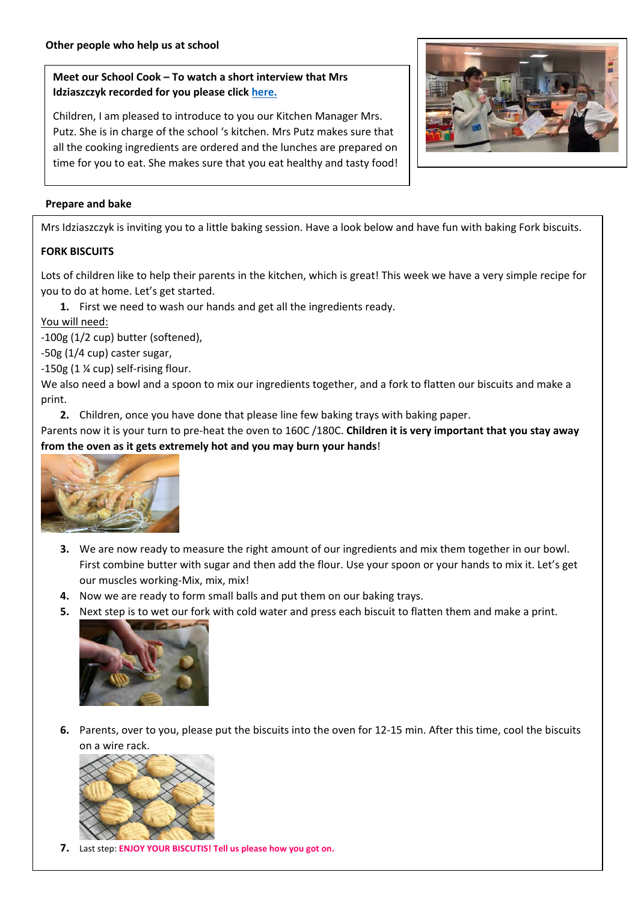**Other people who help us at school**

**Meet our School Cook – To watch a short interview that Mrs Idziaszczyk recorded for you please click here.**

Children, I am pleased to introduce to you our Kitchen Manager Mrs. Putz. She is in charge of the school 's kitchen. Mrs Putz makes sure that all the cooking ingredients are ordered and the lunches are prepared on time for you to eat. She makes sure that you eat healthy and tasty food!

**Prepare and bake**

Mrs Idziaszczyk is inviting you to a little baking session. Have a look below and have fun with baking Fork biscuits.

**FORK BISCUITS**

Lots of children like to help their parents in the kitchen, which is great! This week we have a very simple recipe for you to do at home. Let's get started.

1. First we need to wash our hands and get all the ingredients ready.

You will need:

-100g (1/2 cup) butter (softened),

-50g (1/4 cup) caster sugar,

-150g (1 ¼ cup) self-rising flour.

We also need a bowl and a spoon to mix our ingredients together, and a fork to flatten our biscuits and make a print.

2. Children, once you have done that please line few baking trays with baking paper.

Parents now it is your turn to pre-heat the oven to 160C /180C. **Children it is very important that you stay away from the oven as it gets extremely hot and you may burn your hands**!

3. We are now ready to measure the right amount of our ingredients and mix them together in our bowl. First combine butter with sugar and then add the flour. Use your spoon or your hands to mix it. Let's get our muscles working-Mix, mix, mix!
4. Now we are ready to form small balls and put them on our baking trays.
5. Next step is to wet our fork with cold water and press each biscuit to flatten them and make a print.
6. Parents, over to you, please put the biscuits into the oven for 12-15 min. After this time, cool the biscuits on a wire rack.
7. Last step: **ENJOY YOUR BISCUTIS! Tell us please how you got on.**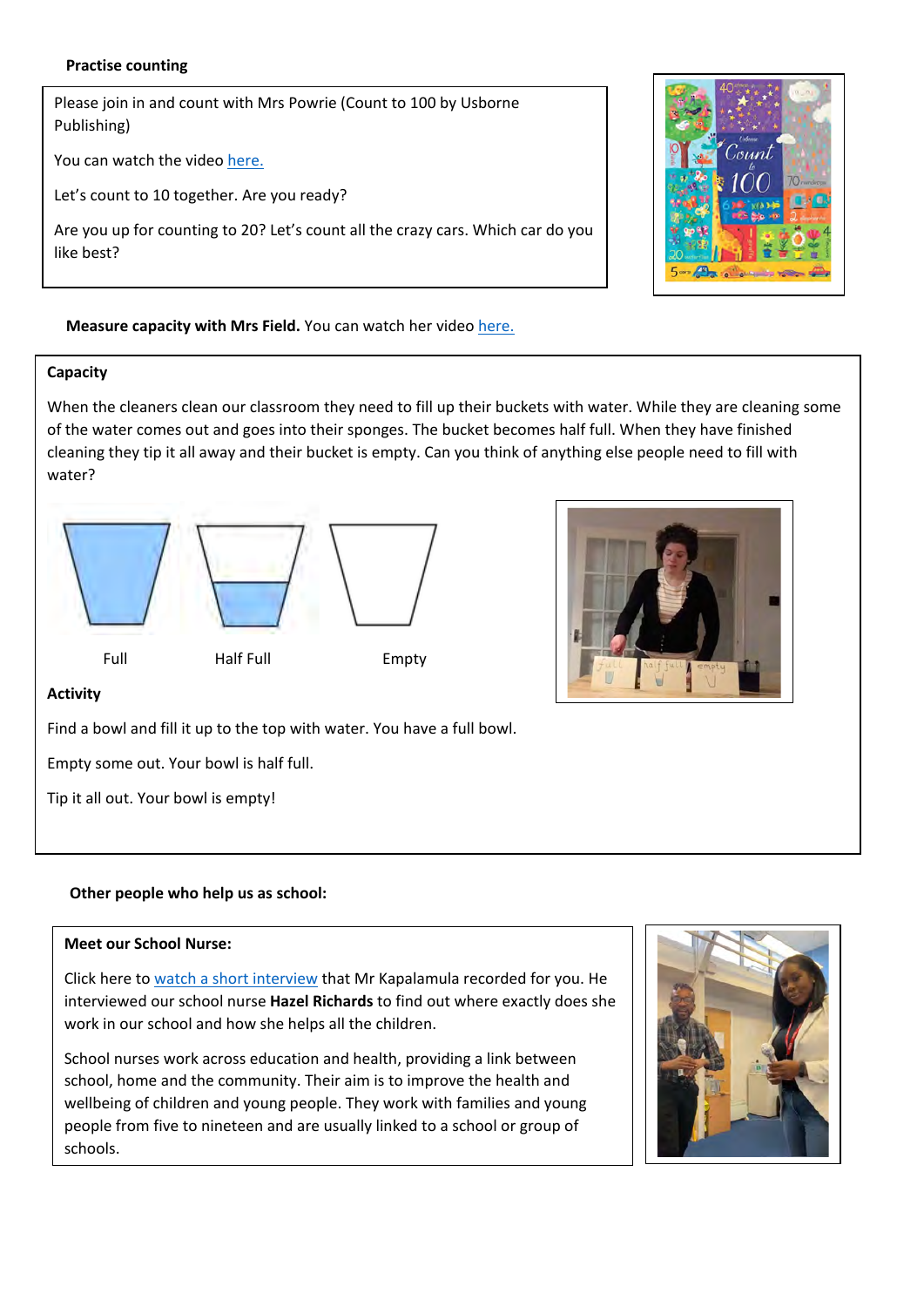**Practise counting**

Please join in and count with Mrs Powrie (Count to 100 by Usborne Publishing)

You can watch the video here.

Let's count to 10 together. Are you ready?

Are you up for counting to 20? Let's count all the crazy cars. Which car do you like best?

**Measure capacity with Mrs Field.** You can watch her video here.

**Capacity**

When the cleaners clean our classroom they need to fill up their buckets with water. While they are cleaning some of the water comes out and goes into their sponges. The bucket becomes half full. When they have finished cleaning they tip it all away and their bucket is empty. Can you think of anything else people need to fill with water?

Full    Half Full    Empty

**Activity**

Find a bowl and fill it up to the top with water. You have a full bowl.

Empty some out. Your bowl is half full.

Tip it all out. Your bowl is empty!

**Other people who help us as school:**

**Meet our School Nurse:**

Click here to watch a short interview that Mr Kapalamula recorded for you. He interviewed our school nurse **Hazel Richards** to find out where exactly does she work in our school and how she helps all the children.

School nurses work across education and health, providing a link between school, home and the community. Their aim is to improve the health and wellbeing of children and young people. They work with families and young people from five to nineteen and are usually linked to a school or group of schools.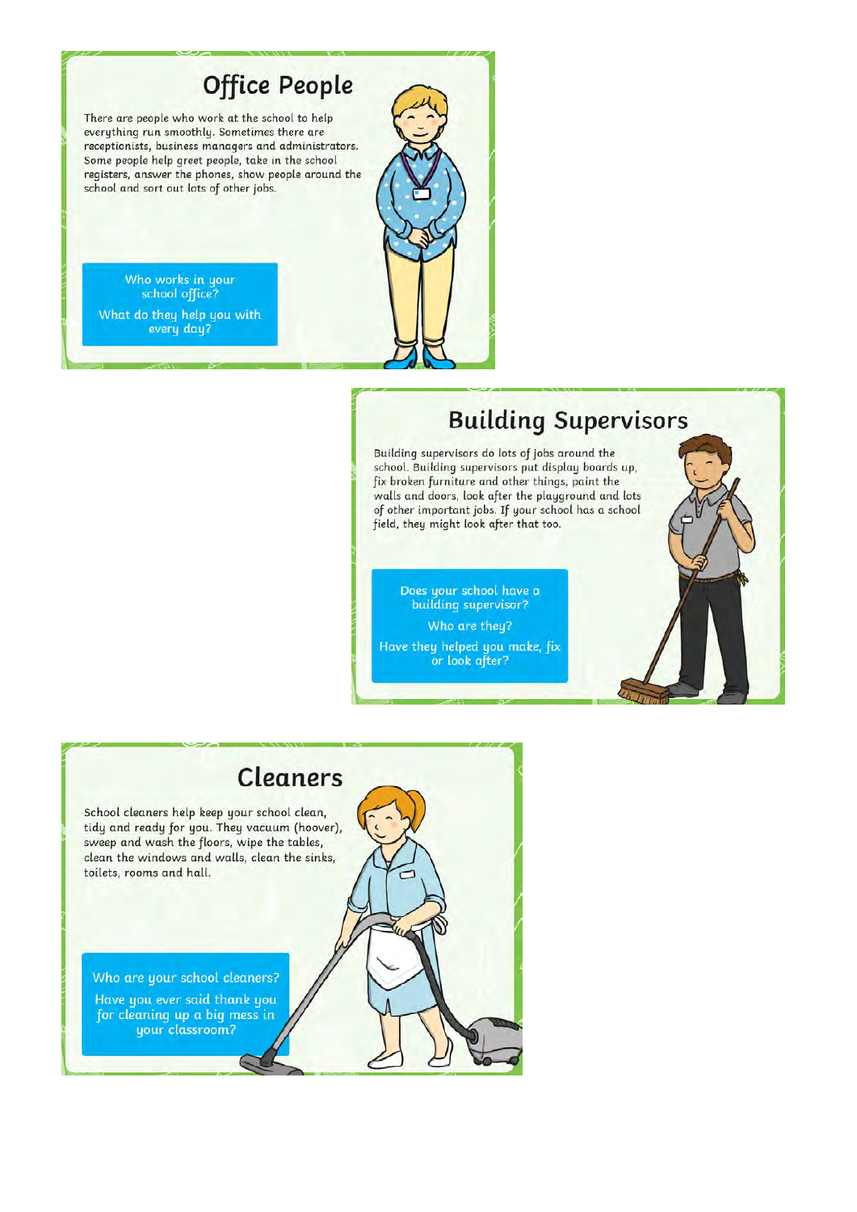## Office People

There are people who work at the school to help everything run smoothly. Sometimes there are receptionists, business managers and administrators. Some people help greet people, take in the school registers, answer the phones, show people around the school and sort out lots of other jobs.

Who works in your school office?

What do they help you with every day?

## Building Supervisors

Building supervisors do lots of jobs around the school. Building supervisors put display boards up, fix broken furniture and other things, paint the walls and doors, look after the playground and lots of other important jobs. If your school has a school field, they might look after that too.

Does your school have a building supervisor?

Who are they?

Have they helped you make, fix or look after?

## Cleaners

School cleaners help keep your school clean, tidy and ready for you. They vacuum (hoover), sweep and wash the floors, wipe the tables, clean the windows and walls, clean the sinks, toilets, rooms and hall.

Who are your school cleaners?

Have you ever said thank you for cleaning up a big mess in your classroom?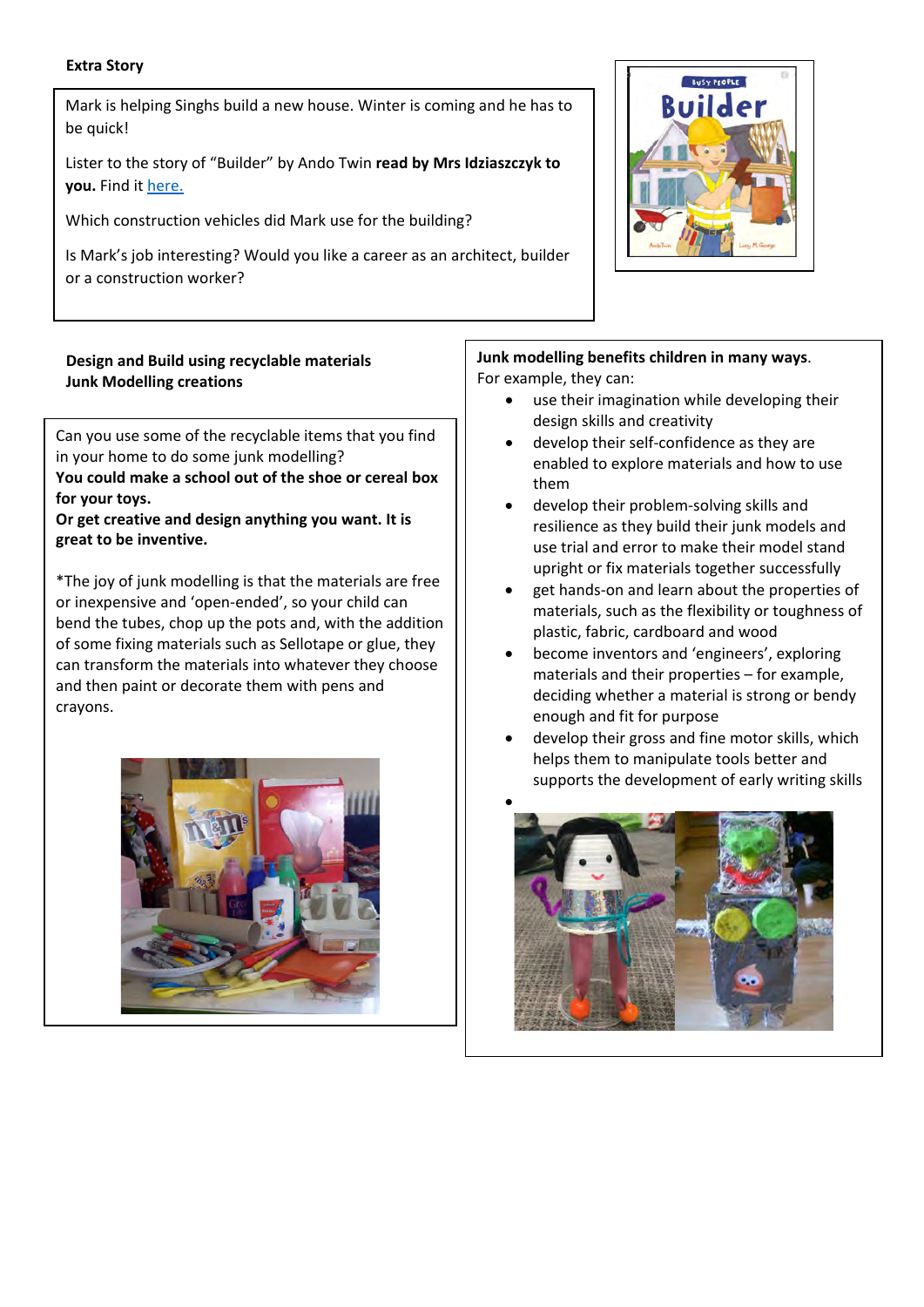**Extra Story**

Mark is helping Singhs build a new house. Winter is coming and he has to be quick!

Lister to the story of "Builder" by Ando Twin **read by Mrs Idziaszczyk to you.** Find it [here.]

Which construction vehicles did Mark use for the building?

Is Mark's job interesting? Would you like a career as an architect, builder or a construction worker?

**Design and Build using recyclable materials**
**Junk Modelling creations**

Can you use some of the recyclable items that you find in your home to do some junk modelling?
**You could make a school out of the shoe or cereal box for your toys.**
**Or get creative and design anything you want. It is great to be inventive.**

*The joy of junk modelling is that the materials are free or inexpensive and 'open-ended', so your child can bend the tubes, chop up the pots and, with the addition of some fixing materials such as Sellotape or glue, they can transform the materials into whatever they choose and then paint or decorate them with pens and crayons.

**Junk modelling benefits children in many ways**.
For example, they can:

- use their imagination while developing their design skills and creativity
- develop their self-confidence as they are enabled to explore materials and how to use them
- develop their problem-solving skills and resilience as they build their junk models and use trial and error to make their model stand upright or fix materials together successfully
- get hands-on and learn about the properties of materials, such as the flexibility or toughness of plastic, fabric, cardboard and wood
- become inventors and 'engineers', exploring materials and their properties – for example, deciding whether a material is strong or bendy enough and fit for purpose
- develop their gross and fine motor skills, which helps them to manipulate tools better and supports the development of early writing skills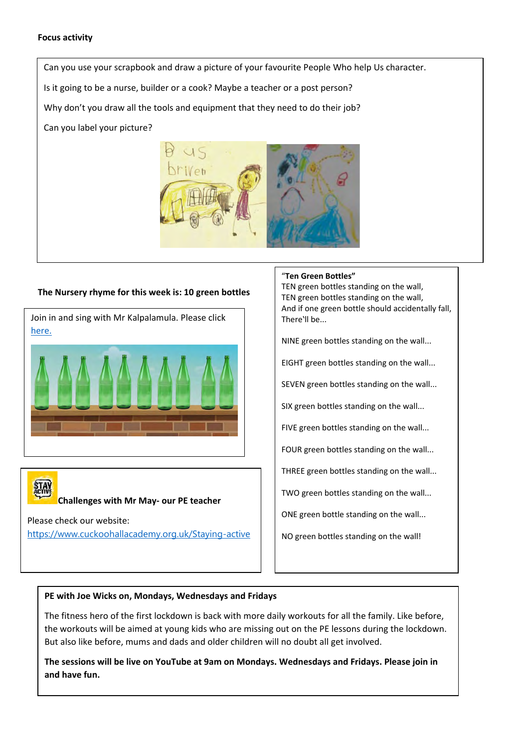**Focus activity**

Can you use your scrapbook and draw a picture of your favourite People Who help Us character.

Is it going to be a nurse, builder or a cook? Maybe a teacher or a post person?

Why don't you draw all the tools and equipment that they need to do their job?

Can you label your picture?

**The Nursery rhyme for this week is: 10 green bottles**

Join in and sing with Mr Kalpalamula. Please click here.

**"Ten Green Bottles"**

TEN green bottles standing on the wall,
TEN green bottles standing on the wall,
And if one green bottle should accidentally fall,
There'll be...

NINE green bottles standing on the wall...

EIGHT green bottles standing on the wall...

SEVEN green bottles standing on the wall...

SIX green bottles standing on the wall...

FIVE green bottles standing on the wall...

FOUR green bottles standing on the wall...

THREE green bottles standing on the wall...

TWO green bottles standing on the wall...

ONE green bottle standing on the wall...

NO green bottles standing on the wall!

**Challenges with Mr May- our PE teacher**

Please check our website:
https://www.cuckoohallacademy.org.uk/Staying-active

**PE with Joe Wicks on, Mondays, Wednesdays and Fridays**

The fitness hero of the first lockdown is back with more daily workouts for all the family. Like before, the workouts will be aimed at young kids who are missing out on the PE lessons during the lockdown. But also like before, mums and dads and older children will no doubt all get involved.

**The sessions will be live on YouTube at 9am on Mondays. Wednesdays and Fridays. Please join in and have fun.**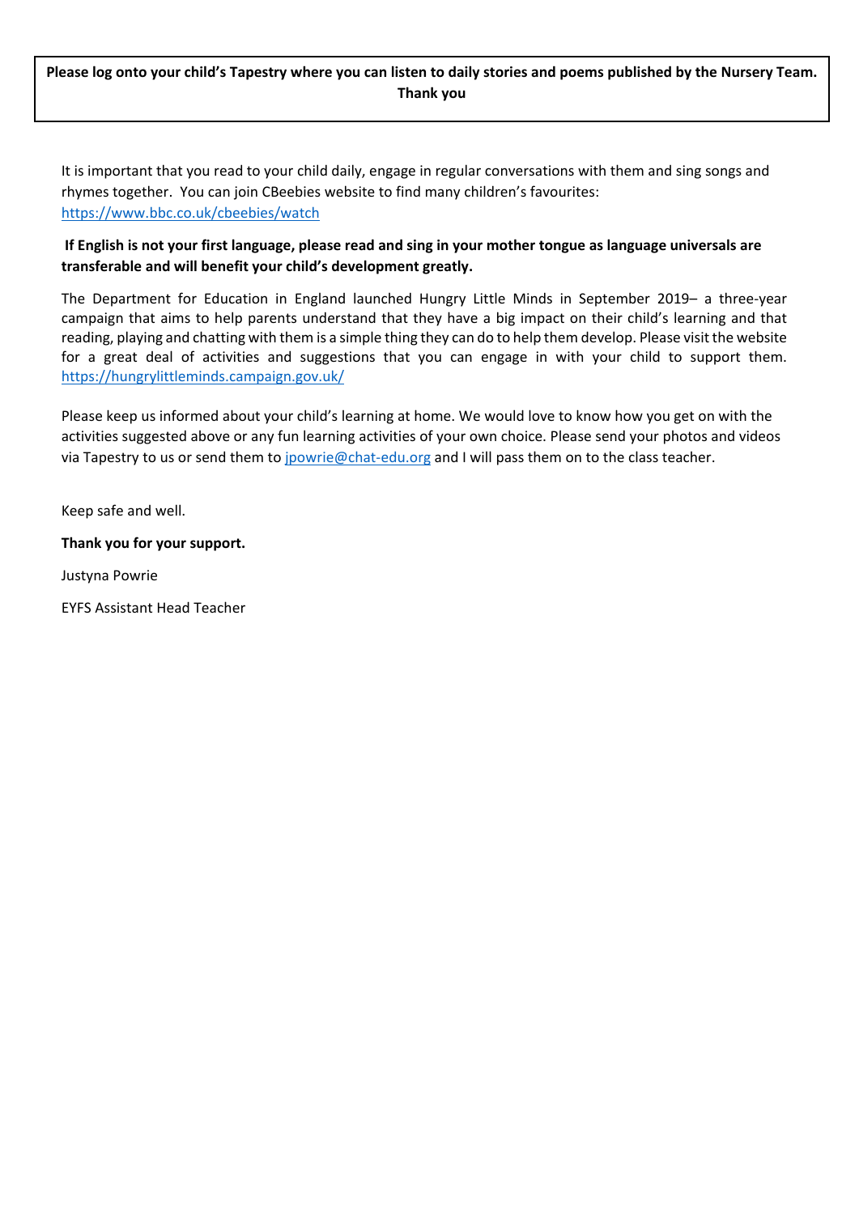**Please log onto your child's Tapestry where you can listen to daily stories and poems published by the Nursery Team. Thank you**

It is important that you read to your child daily, engage in regular conversations with them and sing songs and rhymes together. You can join CBeebies website to find many children's favourites: https://www.bbc.co.uk/cbeebies/watch

**If English is not your first language, please read and sing in your mother tongue as language universals are transferable and will benefit your child's development greatly.**

The Department for Education in England launched Hungry Little Minds in September 2019– a three-year campaign that aims to help parents understand that they have a big impact on their child's learning and that reading, playing and chatting with them is a simple thing they can do to help them develop. Please visit the website for a great deal of activities and suggestions that you can engage in with your child to support them. https://hungrylittleminds.campaign.gov.uk/

Please keep us informed about your child's learning at home. We would love to know how you get on with the activities suggested above or any fun learning activities of your own choice. Please send your photos and videos via Tapestry to us or send them to jpowrie@chat-edu.org and I will pass them on to the class teacher.

Keep safe and well.

**Thank you for your support.**

Justyna Powrie

EYFS Assistant Head Teacher